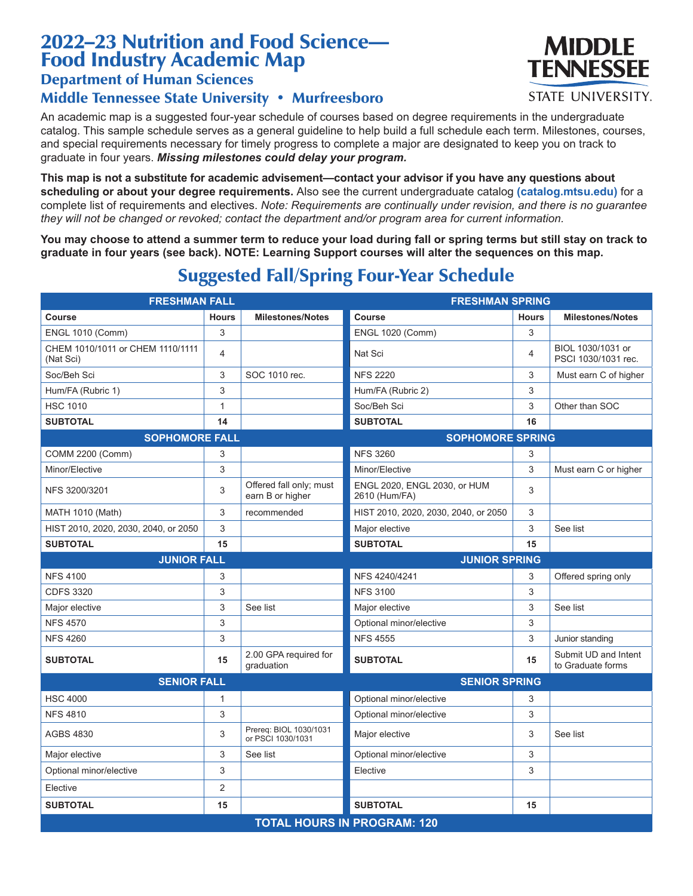# 2022–23 Nutrition and Food Science—Food Industry Academic Map

## Department of Human Sciences

## Middle Tennessee State University • Murfreesboro

An academic map is a suggested four-year schedule of courses based on degree requirements in the undergraduate catalog. This sample schedule serves as a general guideline to help build a full schedule each term. Milestones, courses, and special requirements necessary for timely progress to complete a major are designated to keep you on track to graduate in four years. ***Missing milestones could delay your program.***

**This map is not a substitute for academic advisement—contact your advisor if you have any questions about scheduling or about your degree requirements.** Also see the current undergraduate catalog **(catalog.mtsu.edu)** for a complete list of requirements and electives. *Note: Requirements are continually under revision, and there is no guarantee they will not be changed or revoked; contact the department and/or program area for current information.*

**You may choose to attend a summer term to reduce your load during fall or spring terms but still stay on track to graduate in four years (see back). NOTE: Learning Support courses will alter the sequences on this map.**

## Suggested Fall/Spring Four-Year Schedule

| FRESHMAN FALL | | | FRESHMAN SPRING | | |
|---|---|---|---|---|---|
| **Course** | **Hours** | **Milestones/Notes** | **Course** | **Hours** | **Milestones/Notes** |
| ENGL 1010 (Comm) | 3 | | ENGL 1020 (Comm) | 3 | |
| CHEM 1010/1011 or CHEM 1110/1111 (Nat Sci) | 4 | | Nat Sci | 4 | BIOL 1030/1031 or PSCI 1030/1031 rec. |
| Soc/Beh Sci | 3 | SOC 1010 rec. | NFS 2220 | 3 | Must earn C of higher |
| Hum/FA (Rubric 1) | 3 | | Hum/FA (Rubric 2) | 3 | |
| HSC 1010 | 1 | | Soc/Beh Sci | 3 | Other than SOC |
| **SUBTOTAL** | **14** | | **SUBTOTAL** | **16** | |
| **SOPHOMORE FALL** | | | **SOPHOMORE SPRING** | | |
| COMM 2200 (Comm) | 3 | | NFS 3260 | 3 | |
| Minor/Elective | 3 | | Minor/Elective | 3 | Must earn C or higher |
| NFS 3200/3201 | 3 | Offered fall only; must earn B or higher | ENGL 2020, ENGL 2030, or HUM 2610 (Hum/FA) | 3 | |
| MATH 1010 (Math) | 3 | recommended | HIST 2010, 2020, 2030, 2040, or 2050 | 3 | |
| HIST 2010, 2020, 2030, 2040, or 2050 | 3 | | Major elective | 3 | See list |
| **SUBTOTAL** | **15** | | **SUBTOTAL** | **15** | |
| **JUNIOR FALL** | | | **JUNIOR SPRING** | | |
| NFS 4100 | 3 | | NFS 4240/4241 | 3 | Offered spring only |
| CDFS 3320 | 3 | | NFS 3100 | 3 | |
| Major elective | 3 | See list | Major elective | 3 | See list |
| NFS 4570 | 3 | | Optional minor/elective | 3 | |
| NFS 4260 | 3 | | NFS 4555 | 3 | Junior standing |
| **SUBTOTAL** | **15** | 2.00 GPA required for graduation | **SUBTOTAL** | **15** | Submit UD and Intent to Graduate forms |
| **SENIOR FALL** | | | **SENIOR SPRING** | | |
| HSC 4000 | 1 | | Optional minor/elective | 3 | |
| NFS 4810 | 3 | | Optional minor/elective | 3 | |
| AGBS 4830 | 3 | Prereq: BIOL 1030/1031 or PSCI 1030/1031 | Major elective | 3 | See list |
| Major elective | 3 | See list | Optional minor/elective | 3 | |
| Optional minor/elective | 3 | | Elective | 3 | |
| Elective | 2 | | | | |
| **SUBTOTAL** | **15** | | **SUBTOTAL** | **15** | |
| **TOTAL HOURS IN PROGRAM: 120** | | | | | |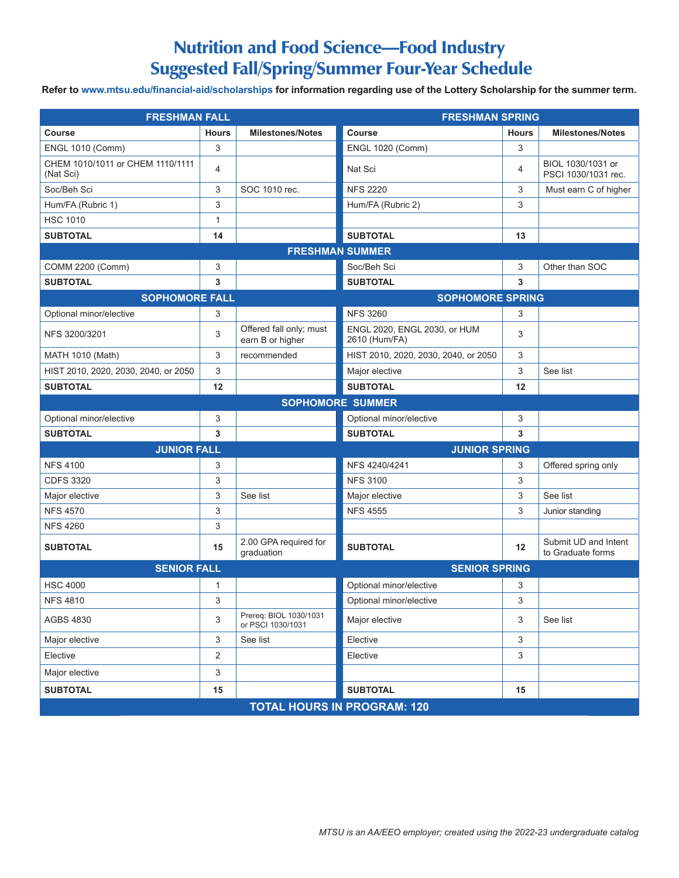# Nutrition and Food Science—Food Industry
# Suggested Fall/Spring/Summer Four-Year Schedule

**Refer to www.mtsu.edu/financial-aid/scholarships for information regarding use of the Lottery Scholarship for the summer term.**

| **FRESHMAN FALL** | | | **FRESHMAN SPRING** | | |
|---|---|---|---|---|---|
| **Course** | **Hours** | **Milestones/Notes** | **Course** | **Hours** | **Milestones/Notes** |
| ENGL 1010 (Comm) | 3 | | ENGL 1020 (Comm) | 3 | |
| CHEM 1010/1011 or CHEM 1110/1111 (Nat Sci) | 4 | | Nat Sci | 4 | BIOL 1030/1031 or PSCI 1030/1031 rec. |
| Soc/Beh Sci | 3 | SOC 1010 rec. | NFS 2220 | 3 | Must earn C of higher |
| Hum/FA (Rubric 1) | 3 | | Hum/FA (Rubric 2) | 3 | |
| HSC 1010 | 1 | | | | |
| **SUBTOTAL** | **14** | | **SUBTOTAL** | **13** | |
| **FRESHMAN SUMMER** | | | | | |
| COMM 2200 (Comm) | 3 | | Soc/Beh Sci | 3 | Other than SOC |
| **SUBTOTAL** | **3** | | **SUBTOTAL** | **3** | |
| **SOPHOMORE FALL** | | | **SOPHOMORE SPRING** | | |
| Optional minor/elective | 3 | | NFS 3260 | 3 | |
| NFS 3200/3201 | 3 | Offered fall only; must earn B or higher | ENGL 2020, ENGL 2030, or HUM 2610 (Hum/FA) | 3 | |
| MATH 1010 (Math) | 3 | recommended | HIST 2010, 2020, 2030, 2040, or 2050 | 3 | |
| HIST 2010, 2020, 2030, 2040, or 2050 | 3 | | Major elective | 3 | See list |
| **SUBTOTAL** | **12** | | **SUBTOTAL** | **12** | |
| **SOPHOMORE SUMMER** | | | | | |
| Optional minor/elective | 3 | | Optional minor/elective | 3 | |
| **SUBTOTAL** | **3** | | **SUBTOTAL** | **3** | |
| **JUNIOR FALL** | | | **JUNIOR SPRING** | | |
| NFS 4100 | 3 | | NFS 4240/4241 | 3 | Offered spring only |
| CDFS 3320 | 3 | | NFS 3100 | 3 | |
| Major elective | 3 | See list | Major elective | 3 | See list |
| NFS 4570 | 3 | | NFS 4555 | 3 | Junior standing |
| NFS 4260 | 3 | | | | |
| **SUBTOTAL** | **15** | 2.00 GPA required for graduation | **SUBTOTAL** | **12** | Submit UD and Intent to Graduate forms |
| **SENIOR FALL** | | | **SENIOR SPRING** | | |
| HSC 4000 | 1 | | Optional minor/elective | 3 | |
| NFS 4810 | 3 | | Optional minor/elective | 3 | |
| AGBS 4830 | 3 | Prereq: BIOL 1030/1031 or PSCI 1030/1031 | Major elective | 3 | See list |
| Major elective | 3 | See list | Elective | 3 | |
| Elective | 2 | | Elective | 3 | |
| Major elective | 3 | | | | |
| **SUBTOTAL** | **15** | | **SUBTOTAL** | **15** | |
| **TOTAL HOURS IN PROGRAM: 120** | | | | | |

*MTSU is an AA/EEO employer; created using the 2022-23 undergraduate catalog*